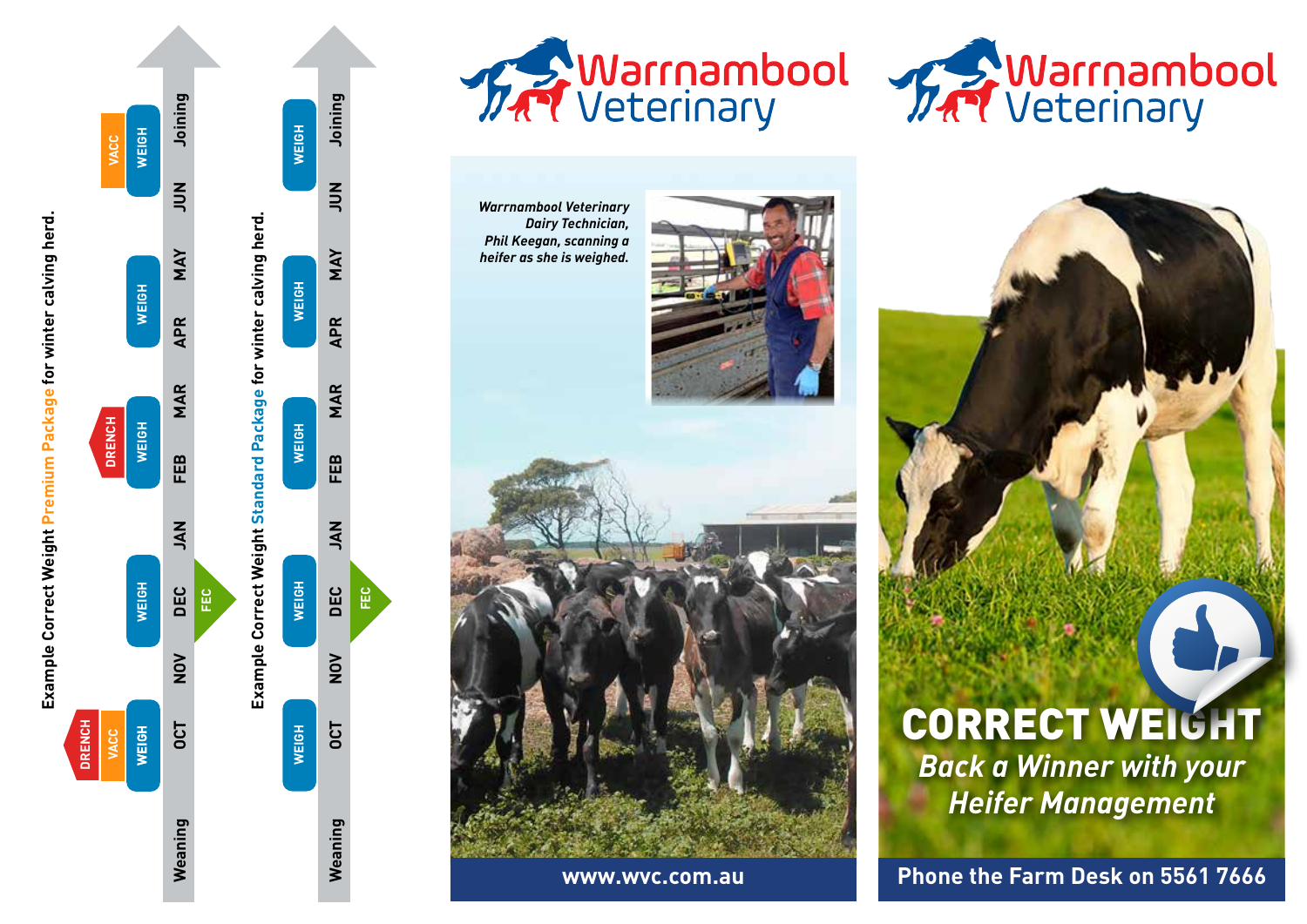## Example Correct Weight Premium Package for winter calving herd.

| Weaning | OCT | NOV | DEC | JAN | FEB | MAR | APR | MAY | JUN | Joining |
|---|---|---|---|---|---|---|---|---|---|---|
| | WEIGH, VACC, DRENCH | | WEIGH, FEC | | WEIGH, DRENCH | | WEIGH | | | WEIGH, VACC |

## Example Correct Weight Standard Package for winter calving herd.

| Weaning | OCT | NOV | DEC | JAN | FEB | MAR | APR | MAY | JUN | Joining |
|---|---|---|---|---|---|---|---|---|---|---|
| | WEIGH | | WEIGH, FEC | | WEIGH | | WEIGH | | | WEIGH |

# Warrnambool Veterinary

*Warrnambool Veterinary Dairy Technician, Phil Keegan, scanning a heifer as she is weighed.*

**www.wvc.com.au**

# Warrnambool Veterinary

# CORRECT WEIGHT

## *Back a Winner with your Heifer Management*

**Phone the Farm Desk on 5561 7666**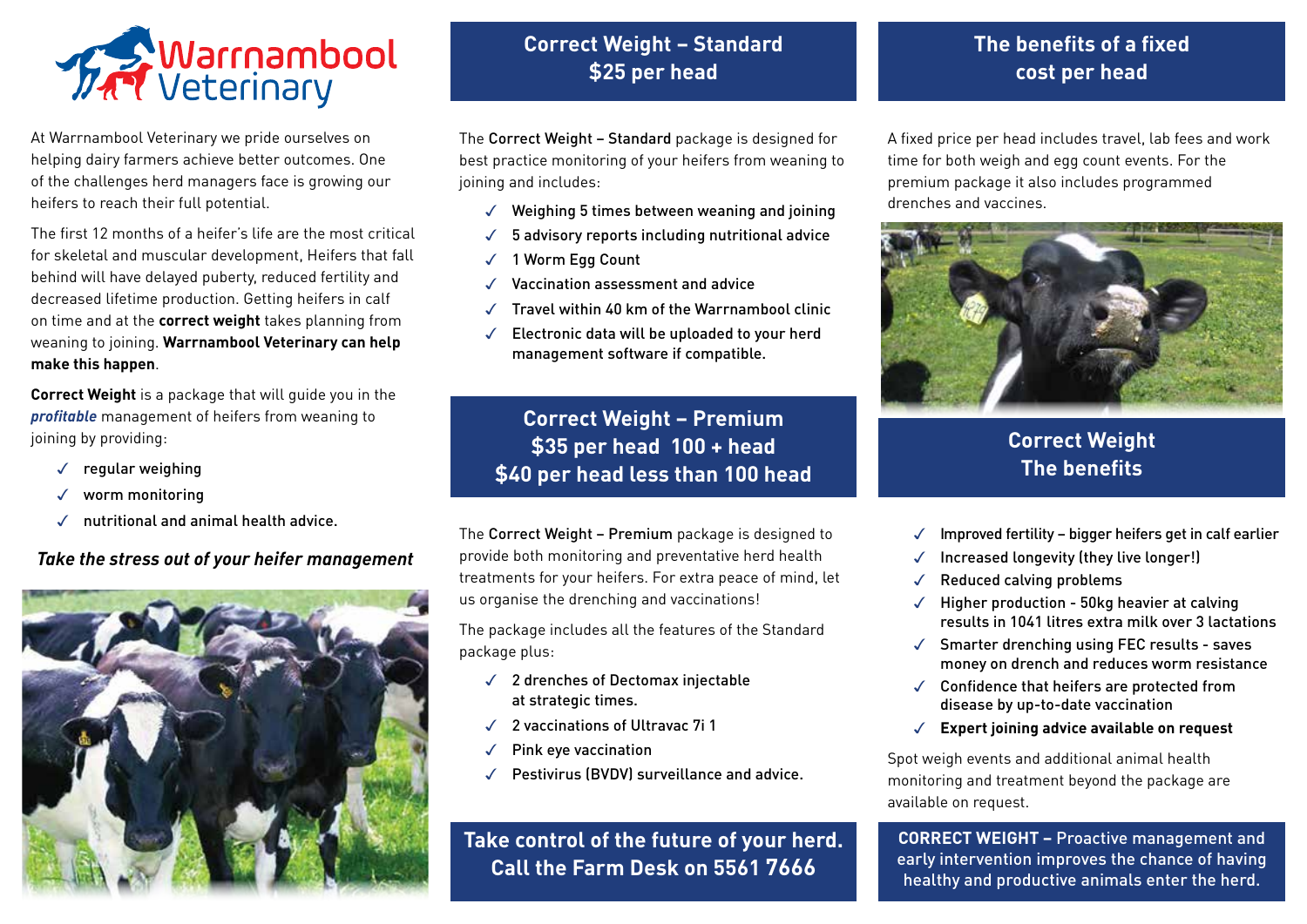# Warrnambool Veterinary

At Warrnambool Veterinary we pride ourselves on helping dairy farmers achieve better outcomes. One of the challenges herd managers face is growing our heifers to reach their full potential.

The first 12 months of a heifer's life are the most critical for skeletal and muscular development, Heifers that fall behind will have delayed puberty, reduced fertility and decreased lifetime production. Getting heifers in calf on time and at the **correct weight** takes planning from weaning to joining. **Warrnambool Veterinary can help make this happen**.

**Correct Weight** is a package that will guide you in the ***profitable*** management of heifers from weaning to joining by providing:

- ✓ regular weighing
- ✓ worm monitoring
- ✓ nutritional and animal health advice.

***Take the stress out of your heifer management***

## Correct Weight – Standard $25 per head

The **Correct Weight – Standard** package is designed for best practice monitoring of your heifers from weaning to joining and includes:

- ✓ Weighing 5 times between weaning and joining
- ✓ 5 advisory reports including nutritional advice
- ✓ 1 Worm Egg Count
- ✓ Vaccination assessment and advice
- ✓ Travel within 40 km of the Warrnambool clinic
- ✓ Electronic data will be uploaded to your herd management software if compatible.

## Correct Weight – Premium $35 per head 100 + head $40 per head less than 100 head

The **Correct Weight – Premium** package is designed to provide both monitoring and preventative herd health treatments for your heifers. For extra peace of mind, let us organise the drenching and vaccinations!

The package includes all the features of the Standard package plus:

- ✓ 2 drenches of Dectomax injectable at strategic times.
- ✓ 2 vaccinations of Ultravac 7i 1
- ✓ Pink eye vaccination
- ✓ Pestivirus (BVDV) surveillance and advice.

**Take control of the future of your herd. Call the Farm Desk on 5561 7666**

## The benefits of a fixed cost per head

A fixed price per head includes travel, lab fees and work time for both weigh and egg count events. For the premium package it also includes programmed drenches and vaccines.

## Correct Weight The benefits

- ✓ Improved fertility – bigger heifers get in calf earlier
- ✓ Increased longevity (they live longer!)
- ✓ Reduced calving problems
- ✓ Higher production - 50kg heavier at calving results in 1041 litres extra milk over 3 lactations
- ✓ Smarter drenching using FEC results - saves money on drench and reduces worm resistance
- ✓ Confidence that heifers are protected from disease by up-to-date vaccination
- ✓ **Expert joining advice available on request**

Spot weigh events and additional animal health monitoring and treatment beyond the package are available on request.

**CORRECT WEIGHT –** Proactive management and early intervention improves the chance of having healthy and productive animals enter the herd.